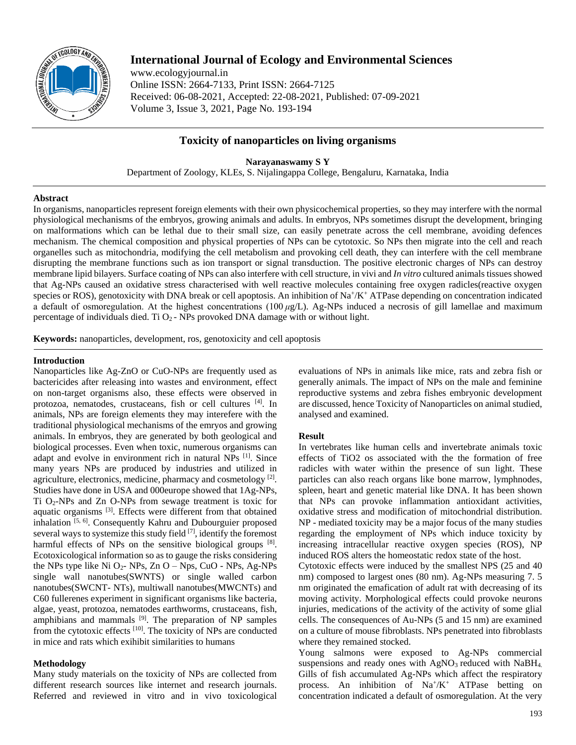# Toxicity of nanoparticles on living organisms

**Narayanaswamy S Y**

Department of Zoology, KLEs, S. Nijalingappa College, Bengaluru, Karnataka, India

## Abstract

In organisms, nanoparticles represent foreign elements with their own physicochemical properties, so they may interfere with the normal physiological mechanisms of the embryos, growing animals and adults. In embryos, NPs sometimes disrupt the development, bringing on malformations which can be lethal due to their small size, can easily penetrate across the cell membrane, avoiding defences mechanism. The chemical composition and physical properties of NPs can be cytotoxic. So NPs then migrate into the cell and reach organelles such as mitochondria, modifying the cell metabolism and provoking cell death, they can interfere with the cell membrane disrupting the membrane functions such as ion transport or signal transduction. The positive electronic charges of NPs can destroy membrane lipid bilayers. Surface coating of NPs can also interfere with cell structure, in vivi and *In vitro* cultured animals tissues showed that Ag-NPs caused an oxidative stress characterised with well reactive molecules containing free oxygen radicles(reactive oxygen species or ROS), genotoxicity with DNA break or cell apoptosis. An inhibition of $Na^+/K^+$ ATPase depending on concentration indicated a default of osmoregulation. At the highest concentrations (100 $\mu$g/L). Ag-NPs induced a necrosis of gill lamellae and maximum percentage of individuals died. Ti $O_2$ - NPs provoked DNA damage with or without light.

**Keywords:** nanoparticles, development, ros, genotoxicity and cell apoptosis

## Introduction

Nanoparticles like Ag-ZnO or CuO-NPs are frequently used as bactericides after releasing into wastes and environment, effect on non-target organisms also, these effects were observed in protozoa, nematodes, crustaceans, fish or cell cultures [4]. In animals, NPs are foreign elements they may interefere with the traditional physiological mechanisms of the emryos and growing animals. In embryos, they are generated by both geological and biological processes. Even when toxic, numerous organisms can adapt and evolve in environment rich in natural NPs [1]. Since many years NPs are produced by industries and utilized in agriculture, electronics, medicine, pharmacy and cosmetology [2]. Studies have done in USA and 000europe showed that 1Ag-NPs, Ti $O_2$-NPs and Zn O-NPs from sewage treatment is toxic for aquatic organisms [3]. Effects were different from that obtained inhalation [5, 6]. Consequently Kahru and Dubourguier proposed several ways to systemize this study field [7], identify the foremost harmful effects of NPs on the sensitive biological groups [8]. Ecotoxicological information so as to gauge the risks considering the NPs type like Ni $O_2$- NPs, Zn O – Nps, CuO - NPs, Ag-NPs single wall nanotubes(SWNTS) or single walled carbon nanotubes(SWCNT- NTs), multiwall nanotubes(MWCNTs) and C60 fullerenes experiment in significant organisms like bacteria, algae, yeast, protozoa, nematodes earthworms, crustaceans, fish, amphibians and mammals [9]. The preparation of NP samples from the cytotoxic effects [10]. The toxicity of NPs are conducted in mice and rats which exihibit similarities to humans

## Methodology

Many study materials on the toxicity of NPs are collected from different research sources like internet and research journals. Referred and reviewed in vitro and in vivo toxicological evaluations of NPs in animals like mice, rats and zebra fish or generally animals. The impact of NPs on the male and feminine reproductive systems and zebra fishes embryonic development are discussed, hence Toxicity of Nanoparticles on animal studied, analysed and examined.

## Result

In vertebrates like human cells and invertebrate animals toxic effects of TiO2 os associated with the the formation of free radicles with water within the presence of sun light. These particles can also reach organs like bone marrow, lymphnodes, spleen, heart and genetic material like DNA. It has been shown that NPs can provoke inflammation antioxidant activities, oxidative stress and modification of mitochondrial distribution. NP - mediated toxicity may be a major focus of the many studies regarding the employment of NPs which induce toxicity by increasing intracellular reactive oxygen species (ROS), NP induced ROS alters the homeostatic redox state of the host.

Cytotoxic effects were induced by the smallest NPS (25 and 40 nm) composed to largest ones (80 nm). Ag-NPs measuring 7. 5 nm originated the emafication of adult rat with decreasing of its moving activity. Morphological effects could provoke neurons injuries, medications of the activity of the activity of some glial cells. The consequences of Au-NPs (5 and 15 nm) are examined on a culture of mouse fibroblasts. NPs penetrated into fibroblasts where they remained stocked.

Young salmons were exposed to Ag-NPs commercial suspensions and ready ones with $AgNO_3$ reduced with $NaBH_4$. Gills of fish accumulated Ag-NPs which affect the respiratory process. An inhibition of $Na^+/K^+$ ATPase betting on concentration indicated a default of osmoregulation. At the very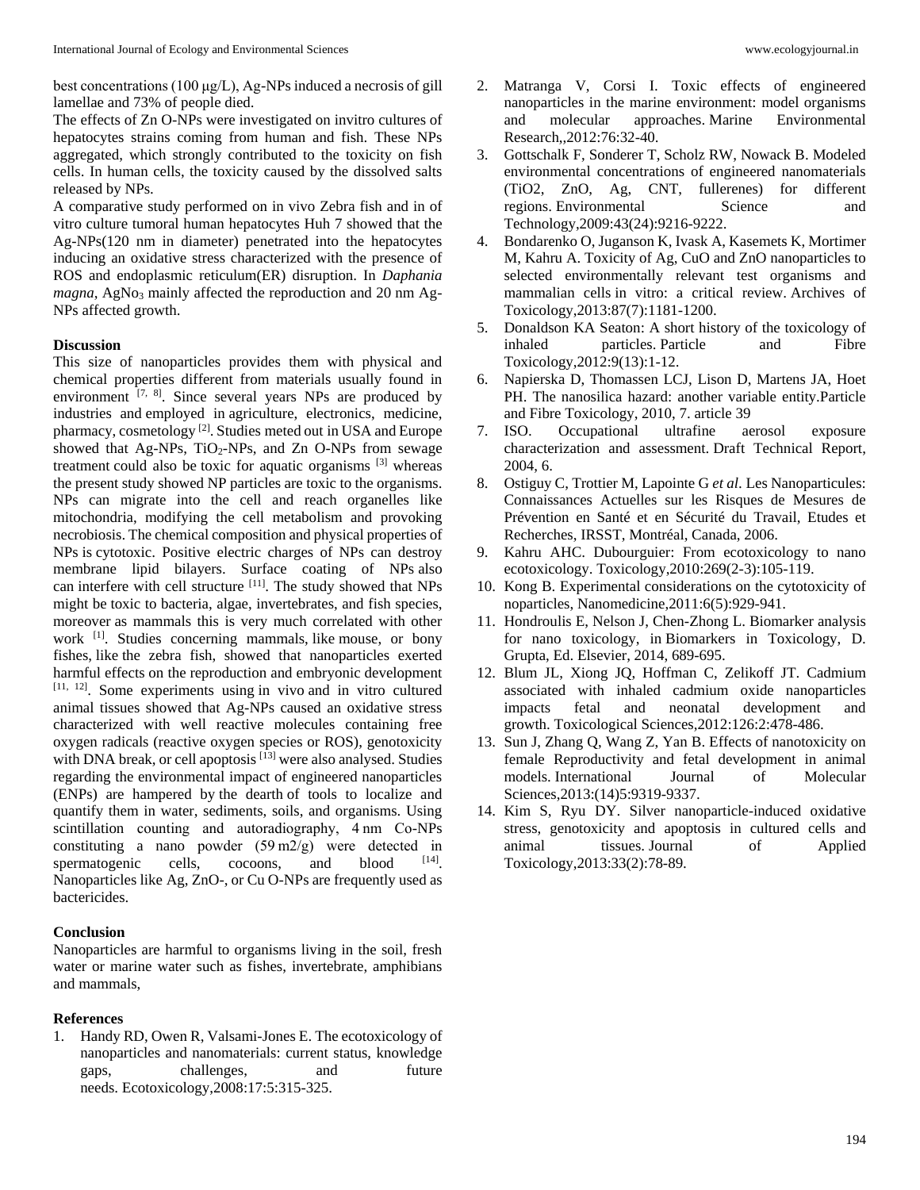best concentrations (100 μg/L), Ag-NPs induced a necrosis of gill lamellae and 73% of people died.

The effects of Zn O-NPs were investigated on invitro cultures of hepatocytes strains coming from human and fish. These NPs aggregated, which strongly contributed to the toxicity on fish cells. In human cells, the toxicity caused by the dissolved salts released by NPs.

A comparative study performed on in vivo Zebra fish and in of vitro culture tumoral human hepatocytes Huh 7 showed that the Ag-NPs(120 nm in diameter) penetrated into the hepatocytes inducing an oxidative stress characterized with the presence of ROS and endoplasmic reticulum(ER) disruption. In *Daphania magna*, $AgNo_3$ mainly affected the reproduction and 20 nm Ag-NPs affected growth.

## Discussion

This size of nanoparticles provides them with physical and chemical properties different from materials usually found in environment [7, 8]. Since several years NPs are produced by industries and employed in agriculture, electronics, medicine, pharmacy, cosmetology [2]. Studies meted out in USA and Europe showed that Ag-NPs, $TiO_2$-NPs, and Zn O-NPs from sewage treatment could also be toxic for aquatic organisms [3] whereas the present study showed NP particles are toxic to the organisms. NPs can migrate into the cell and reach organelles like mitochondria, modifying the cell metabolism and provoking necrobiosis. The chemical composition and physical properties of NPs is cytotoxic. Positive electric charges of NPs can destroy membrane lipid bilayers. Surface coating of NPs also can interfere with cell structure [11]. The study showed that NPs might be toxic to bacteria, algae, invertebrates, and fish species, moreover as mammals this is very much correlated with other work [1]. Studies concerning mammals, like mouse, or bony fishes, like the zebra fish, showed that nanoparticles exerted harmful effects on the reproduction and embryonic development [11, 12]. Some experiments using in vivo and in vitro cultured animal tissues showed that Ag-NPs caused an oxidative stress characterized with well reactive molecules containing free oxygen radicals (reactive oxygen species or ROS), genotoxicity with DNA break, or cell apoptosis [13] were also analysed. Studies regarding the environmental impact of engineered nanoparticles (ENPs) are hampered by the dearth of tools to localize and quantify them in water, sediments, soils, and organisms. Using scintillation counting and autoradiography, 4 nm Co-NPs constituting a nano powder (59 $m2/g$) were detected in spermatogenic cells, cocoons, and blood [14]. Nanoparticles like Ag, ZnO-, or Cu O-NPs are frequently used as bactericides.

## Conclusion

Nanoparticles are harmful to organisms living in the soil, fresh water or marine water such as fishes, invertebrate, amphibians and mammals,

## References

1. Handy RD, Owen R, Valsami-Jones E. The ecotoxicology of nanoparticles and nanomaterials: current status, knowledge gaps, challenges, and future needs. Ecotoxicology,2008:17:5:315-325.
2. Matranga V, Corsi I. Toxic effects of engineered nanoparticles in the marine environment: model organisms and molecular approaches. Marine Environmental Research,,2012:76:32-40.
3. Gottschalk F, Sonderer T, Scholz RW, Nowack B. Modeled environmental concentrations of engineered nanomaterials (TiO2, ZnO, Ag, CNT, fullerenes) for different regions. Environmental Science and Technology,2009:43(24):9216-9222.
4. Bondarenko O, Juganson K, Ivask A, Kasemets K, Mortimer M, Kahru A. Toxicity of Ag, CuO and ZnO nanoparticles to selected environmentally relevant test organisms and mammalian cells in vitro: a critical review. Archives of Toxicology,2013:87(7):1181-1200.
5. Donaldson KA Seaton: A short history of the toxicology of inhaled particles. Particle and Fibre Toxicology,2012:9(13):1-12.
6. Napierska D, Thomassen LCJ, Lison D, Martens JA, Hoet PH. The nanosilica hazard: another variable entity.Particle and Fibre Toxicology, 2010, 7. article 39
7. ISO. Occupational ultrafine aerosol exposure characterization and assessment. Draft Technical Report, 2004, 6.
8. Ostiguy C, Trottier M, Lapointe G *et al*. Les Nanoparticules: Connaissances Actuelles sur les Risques de Mesures de Prévention en Santé et en Sécurité du Travail, Etudes et Recherches, IRSST, Montréal, Canada, 2006.
9. Kahru AHC. Dubourguier: From ecotoxicology to nano ecotoxicology. Toxicology,2010:269(2-3):105-119.
10. Kong B. Experimental considerations on the cytotoxicity of noparticles, Nanomedicine,2011:6(5):929-941.
11. Hondroulis E, Nelson J, Chen-Zhong L. Biomarker analysis for nano toxicology, in Biomarkers in Toxicology, D. Grupta, Ed. Elsevier, 2014, 689-695.
12. Blum JL, Xiong JQ, Hoffman C, Zelikoff JT. Cadmium associated with inhaled cadmium oxide nanoparticles impacts fetal and neonatal development and growth. Toxicological Sciences,2012:126:2:478-486.
13. Sun J, Zhang Q, Wang Z, Yan B. Effects of nanotoxicity on female Reproductivity and fetal development in animal models. International Journal of Molecular Sciences,2013:(14)5:9319-9337.
14. Kim S, Ryu DY. Silver nanoparticle-induced oxidative stress, genotoxicity and apoptosis in cultured cells and animal tissues. Journal of Applied Toxicology,2013:33(2):78-89.